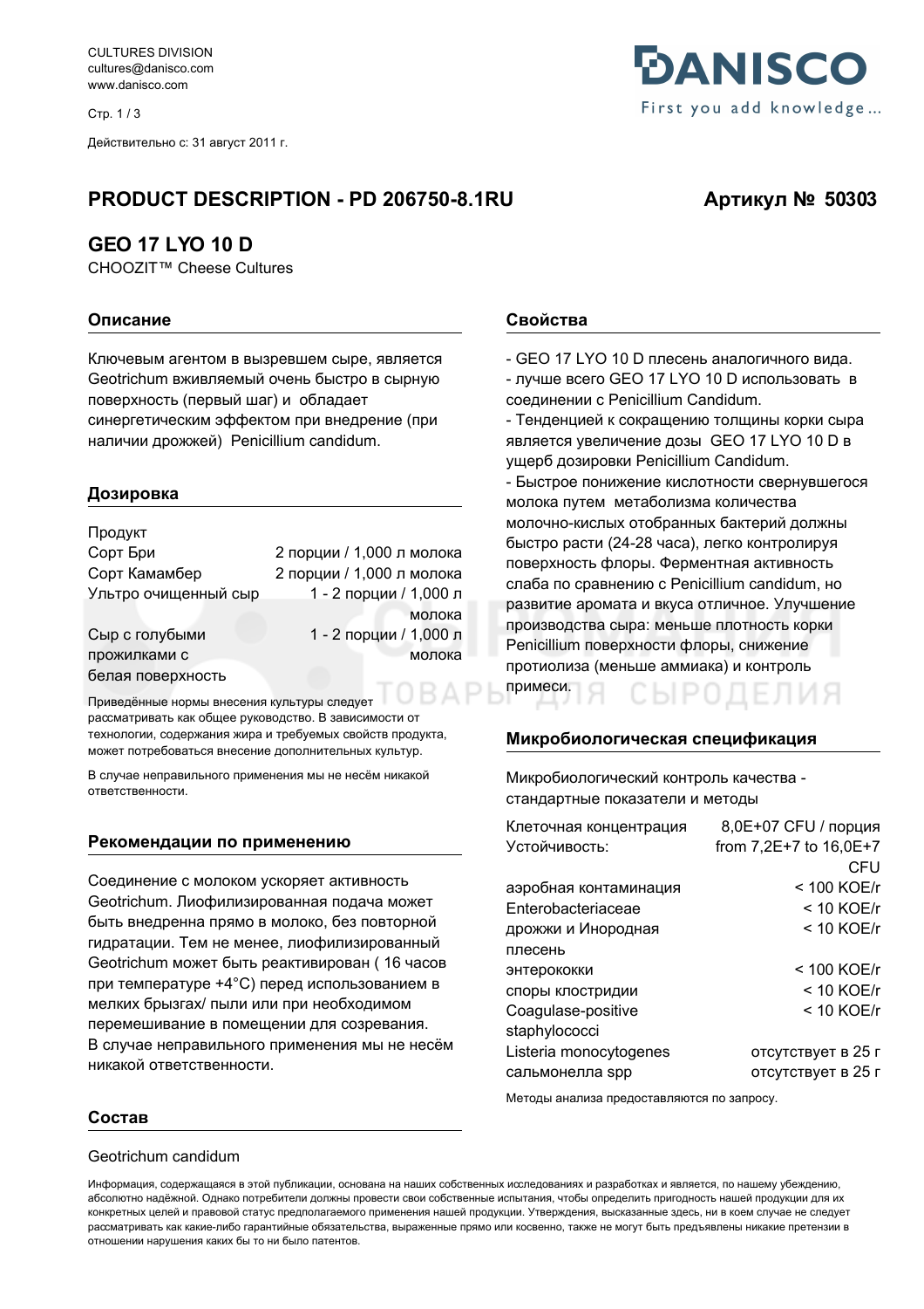CULTURES DIVISION
cultures@danisco.com
www.danisco.com

Действительно с: 31 август 2011 г.

**DANISCO**
First you add knowledge...

## PRODUCT DESCRIPTION - PD 206750-8.1RU

**Артикул № 50303**

## GEO 17 LYO 10 D

CHOOZIT™ Cheese Cultures

### Описание

Ключевым агентом в вызревшем сыре, является Geotrichum вживляемый очень быстро в сырную поверхность (первый шаг) и обладает синергетическим эффектом при внедрение (при наличии дрожжей) Penicillium candidum.

### Дозировка

| Продукт | |
|---|---|
| Сорт Бри | 2 порции / 1,000 л молока |
| Сорт Камамбер | 2 порции / 1,000 л молока |
| Ультро очищенный сыр | 1 - 2 порции / 1,000 л молока |
| Сыр с голубыми прожилками с белая поверхность | 1 - 2 порции / 1,000 л молока |

Приведённые нормы внесения культуры следует рассматривать как общее руководство. В зависимости от технологии, содержания жира и требуемых свойств продукта, может потребоваться внесение дополнительных культур.

В случае неправильного применения мы не несём никакой ответственности.

### Рекомендации по применению

Соединение с молоком ускоряет активность Geotrichum. Лиофилизированная подача может быть внедренна прямо в молоко, без повторной гидратации. Тем не менее, лиофилизированный Geotrichum может быть реактивирован ( 16 часов при температуре +4°C) перед использованием в мелких брызгах/ пыли или при необходимом перемешивание в помещении для созревания.
В случае неправильного применения мы не несём никакой ответственности.

### Состав

Geotrichum candidum

### Свойства

- GEO 17 LYO 10 D плесень аналогичного вида.
- лучше всего GEO 17 LYO 10 D использовать в соединении с Penicillium Candidum.
- Тенденцией к сокращению толщины корки сыра является увеличение дозы GEO 17 LYO 10 D в ущерб дозировки Penicillium Candidum.
- Быстрое понижение кислотности свернувшегося молока путем метаболизма количества молочно-кислых отобранных бактерий должны быстро расти (24-28 часа), легко контролируя поверхность флоры. Ферментная активность слаба по сравнению с Penicillium candidum, но развитие аромата и вкуса отличное. Улучшение производства сыра: меньше плотность корки Penicillium поверхности флоры, снижение протиолиза (меньше аммиака) и контроль примеси.

### Микробиологическая спецификация

Микробиологический контроль качества - стандартные показатели и методы

| | |
|---|---|
| Клеточная концентрация | 8,0E+07 CFU / порция |
| Устойчивость: | from 7,2E+7 to 16,0E+7 CFU |
| аэробная контаминация | < 100 KOE/г |
| Enterobacteriaceae | < 10 KOE/г |
| дрожжи и Инородная плесень | < 10 KOE/г |
| энтерококки | < 100 KOE/г |
| споры клостридии | < 10 KOE/г |
| Coagulase-positive staphylococci | < 10 KOE/г |
| Listeria monocytogenes | отсутствует в 25 г |
| сальмонелла spp | отсутствует в 25 г |

Методы анализа предоставляются по запросу.

Информация, содержащаяся в этой публикации, основана на наших собственных исследованиях и разработках и является, по нашему убеждению, абсолютно надёжной. Однако потребители должны провести свои собственные испытания, чтобы определить пригодность нашей продукции для их конкретных целей и правовой статус предполагаемого применения нашей продукции. Утверждения, высказанные здесь, ни в коем случае не следует рассматривать как какие-либо гарантийные обязательства, выраженные прямо или косвенно, также не могут быть предъявлены никакие претензии в отношении нарушения каких бы то ни было патентов.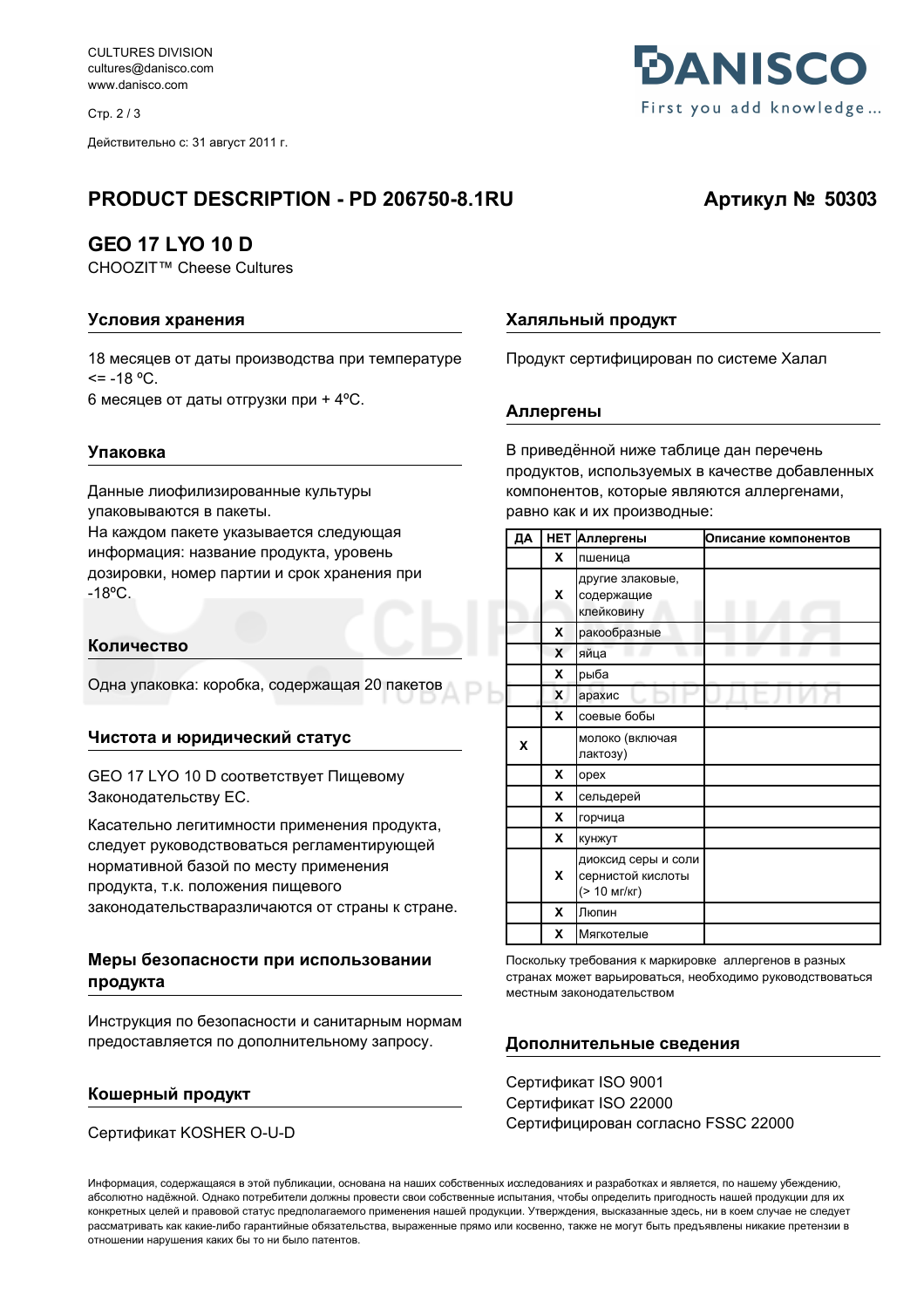CULTURES DIVISION
cultures@danisco.com
www.danisco.com

Действительно с: 31 август 2011 г.

# PRODUCT DESCRIPTION - PD 206750-8.1RU

**Артикул № 50303**

## GEO 17 LYO 10 D

CHOOZIT™ Cheese Cultures

### Условия хранения

18 месяцев от даты производства при температуре <= -18 ºC.
6 месяцев от даты отгрузки при + 4ºC.

### Упаковка

Данные лиофилизированные культуры упаковываются в пакеты.
На каждом пакете указывается следующая информация: название продукта, уровень дозировки, номер партии и срок хранения при -18ºC.

### Количество

Одна упаковка: коробка, содержащая 20 пакетов

### Чистота и юридический статус

GEO 17 LYO 10 D соответствует Пищевому Законодательству ЕС.

Касательно легитимности применения продукта, следует руководствоваться регламентирующей нормативной базой по месту применения продукта, т.к. положения пищевого законодательстваразличаются от страны к стране.

### Меры безопасности при использовании продукта

Инструкция по безопасности и санитарным нормам предоставляется по дополнительному запросу.

### Кошерный продукт

Сертификат KOSHER O-U-D

### Халяльный продукт

Продукт сертифицирован по системе Халал

### Аллергены

В приведённой ниже таблице дан перечень продуктов, используемых в качестве добавленных компонентов, которые являются аллергенами, равно как и их производные:

| ДА | НЕТ | Аллергены | Описание компонентов |
|---|---|---|---|
| | X | пшеница | |
| | X | другие злаковые, содержащие клейковину | |
| | X | ракообразные | |
| | X | яйца | |
| | X | рыба | |
| | X | арахис | |
| | X | соевые бобы | |
| X | | молоко (включая лактозу) | |
| | X | орех | |
| | X | сельдерей | |
| | X | горчица | |
| | X | кунжут | |
| | X | диоксид серы и соли сернистой кислоты (> 10 мг/кг) | |
| | X | Люпин | |
| | X | Мягкотелые | |

Поскольку требования к маркировке аллергенов в разных странах может варьироваться, необходимо руководствоваться местным законодательством

### Дополнительные сведения

Сертификат ISO 9001
Сертификат ISO 22000
Сертифицирован согласно FSSC 22000

Информация, содержащаяся в этой публикации, основана на наших собственных исследованиях и разработках и является, по нашему убеждению, абсолютно надёжной. Однако потребители должны провести свои собственные испытания, чтобы определить пригодность нашей продукции для их конкретных целей и правовой статус предполагаемого применения нашей продукции. Утверждения, высказанные здесь, ни в коем случае не следует рассматривать как какие-либо гарантийные обязательства, выраженные прямо или косвенно, также не могут быть предъявлены никакие претензии в отношении нарушения каких бы то ни было патентов.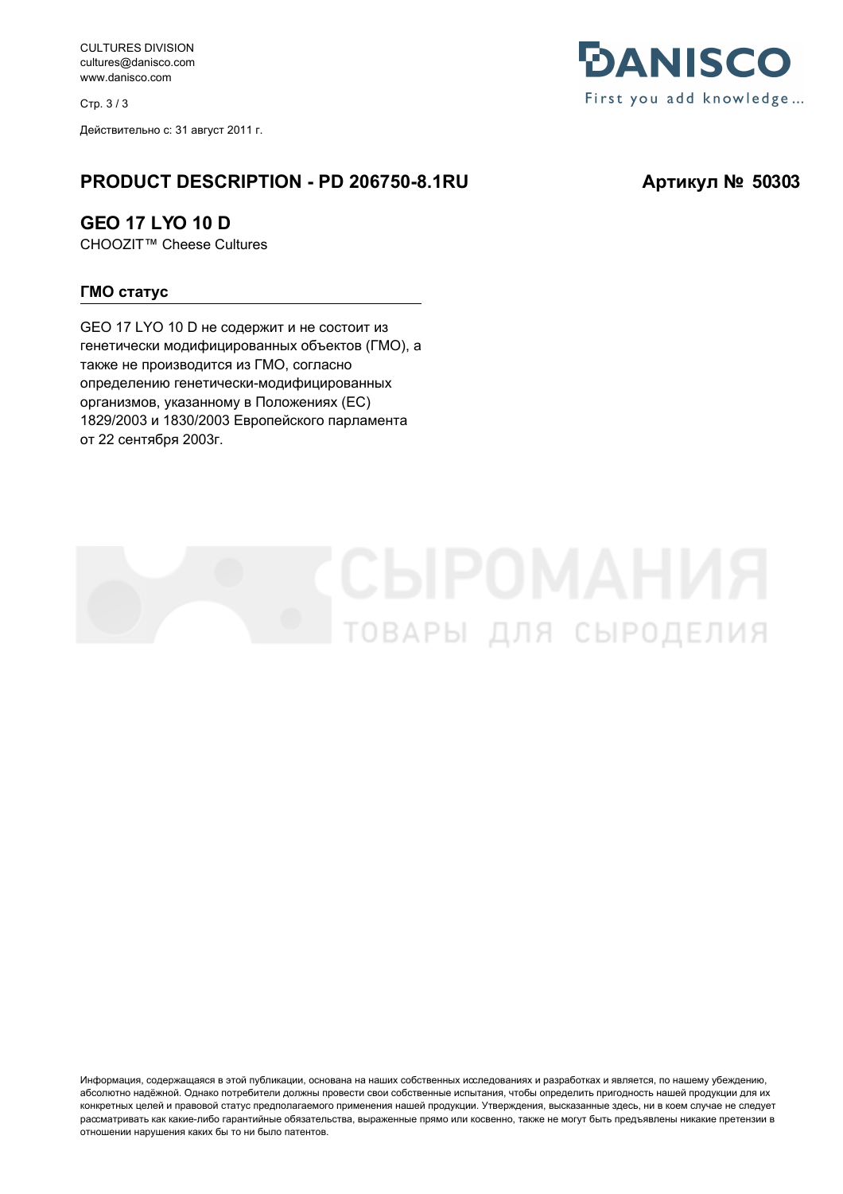CULTURES DIVISION
cultures@danisco.com
www.danisco.com

Действительно с: 31 август 2011 г.

## PRODUCT DESCRIPTION - PD 206750-8.1RU

**Артикул № 50303**

## GEO 17 LYO 10 D

CHOOZIT™ Cheese Cultures

### ГМО статус

GEO 17 LYO 10 D не содержит и не состоит из генетически модифицированных объектов (ГМО), а также не производится из ГМО, согласно определению генетически-модифицированных организмов, указанному в Положениях (ЕС) 1829/2003 и 1830/2003 Европейского парламента от 22 сентября 2003г.

Информация, содержащаяся в этой публикации, основана на наших собственных исследованиях и разработках и является, по нашему убеждению, абсолютно надёжной. Однако потребители должны провести свои собственные испытания, чтобы определить пригодность нашей продукции для их конкретных целей и правовой статус предполагаемого применения нашей продукции. Утверждения, высказанные здесь, ни в коем случае не следует рассматривать как какие-либо гарантийные обязательства, выраженные прямо или косвенно, также не могут быть предъявлены никакие претензии в отношении нарушения каких бы то ни было патентов.